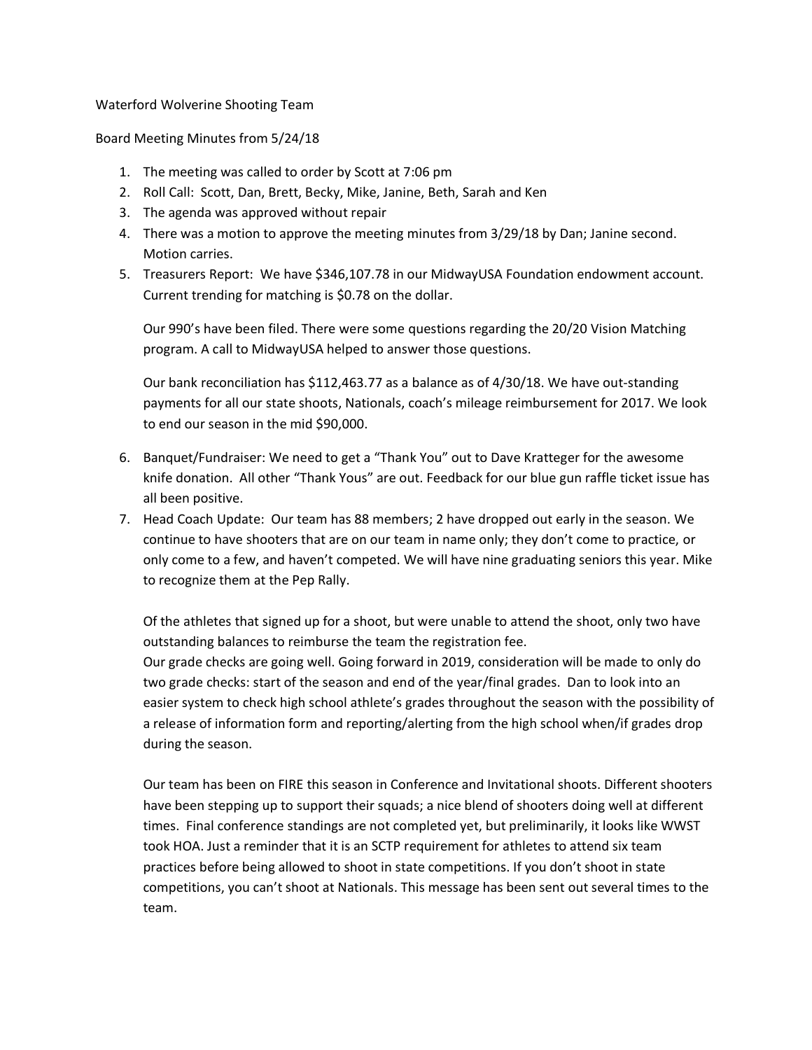Waterford Wolverine Shooting Team

Board Meeting Minutes from 5/24/18

1. The meeting was called to order by Scott at 7:06 pm
2. Roll Call: Scott, Dan, Brett, Becky, Mike, Janine, Beth, Sarah and Ken
3. The agenda was approved without repair
4. There was a motion to approve the meeting minutes from 3/29/18 by Dan; Janine second. Motion carries.
5. Treasurers Report: We have $346,107.78 in our MidwayUSA Foundation endowment account. Current trending for matching is $0.78 on the dollar.

   Our 990's have been filed. There were some questions regarding the 20/20 Vision Matching program. A call to MidwayUSA helped to answer those questions.

   Our bank reconciliation has $112,463.77 as a balance as of 4/30/18. We have out-standing payments for all our state shoots, Nationals, coach's mileage reimbursement for 2017. We look to end our season in the mid $90,000.

6. Banquet/Fundraiser: We need to get a "Thank You" out to Dave Kratteger for the awesome knife donation. All other "Thank Yous" are out. Feedback for our blue gun raffle ticket issue has all been positive.
7. Head Coach Update: Our team has 88 members; 2 have dropped out early in the season. We continue to have shooters that are on our team in name only; they don't come to practice, or only come to a few, and haven't competed. We will have nine graduating seniors this year. Mike to recognize them at the Pep Rally.

   Of the athletes that signed up for a shoot, but were unable to attend the shoot, only two have outstanding balances to reimburse the team the registration fee.
   Our grade checks are going well. Going forward in 2019, consideration will be made to only do two grade checks: start of the season and end of the year/final grades. Dan to look into an easier system to check high school athlete's grades throughout the season with the possibility of a release of information form and reporting/alerting from the high school when/if grades drop during the season.

   Our team has been on FIRE this season in Conference and Invitational shoots. Different shooters have been stepping up to support their squads; a nice blend of shooters doing well at different times. Final conference standings are not completed yet, but preliminarily, it looks like WWST took HOA. Just a reminder that it is an SCTP requirement for athletes to attend six team practices before being allowed to shoot in state competitions. If you don't shoot in state competitions, you can't shoot at Nationals. This message has been sent out several times to the team.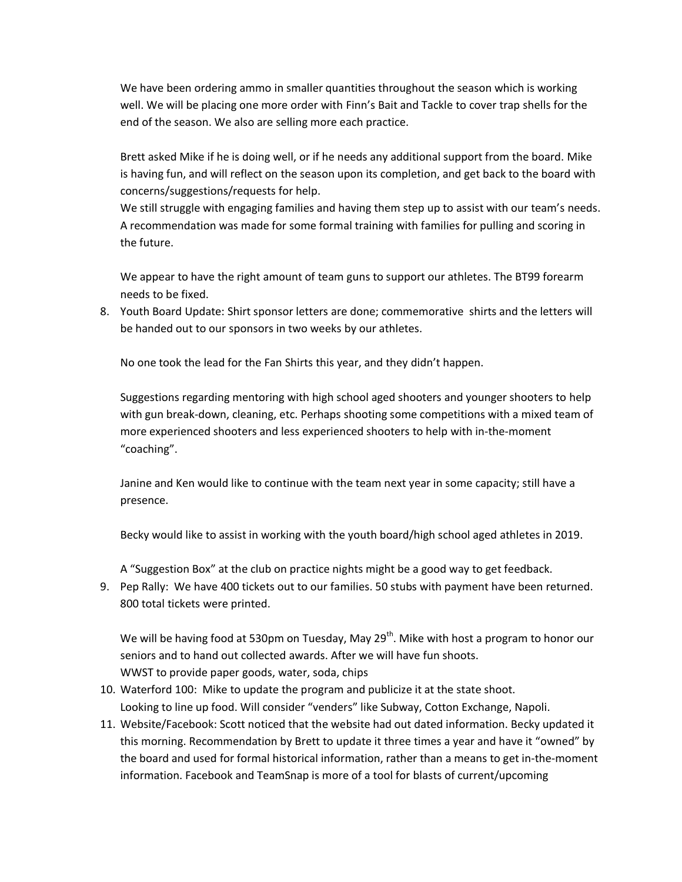We have been ordering ammo in smaller quantities throughout the season which is working well. We will be placing one more order with Finn's Bait and Tackle to cover trap shells for the end of the season. We also are selling more each practice.

Brett asked Mike if he is doing well, or if he needs any additional support from the board. Mike is having fun, and will reflect on the season upon its completion, and get back to the board with concerns/suggestions/requests for help.
We still struggle with engaging families and having them step up to assist with our team's needs. A recommendation was made for some formal training with families for pulling and scoring in the future.

We appear to have the right amount of team guns to support our athletes. The BT99 forearm needs to be fixed.

8. Youth Board Update: Shirt sponsor letters are done; commemorative shirts and the letters will be handed out to our sponsors in two weeks by our athletes.

   No one took the lead for the Fan Shirts this year, and they didn't happen.

   Suggestions regarding mentoring with high school aged shooters and younger shooters to help with gun break-down, cleaning, etc. Perhaps shooting some competitions with a mixed team of more experienced shooters and less experienced shooters to help with in-the-moment "coaching".

   Janine and Ken would like to continue with the team next year in some capacity; still have a presence.

   Becky would like to assist in working with the youth board/high school aged athletes in 2019.

   A "Suggestion Box" at the club on practice nights might be a good way to get feedback.

9. Pep Rally: We have 400 tickets out to our families. 50 stubs with payment have been returned. 800 total tickets were printed.

   We will be having food at 530pm on Tuesday, May 29th. Mike with host a program to honor our seniors and to hand out collected awards. After we will have fun shoots.
   WWST to provide paper goods, water, soda, chips

10. Waterford 100: Mike to update the program and publicize it at the state shoot.
    Looking to line up food. Will consider "venders" like Subway, Cotton Exchange, Napoli.

11. Website/Facebook: Scott noticed that the website had out dated information. Becky updated it this morning. Recommendation by Brett to update it three times a year and have it "owned" by the board and used for formal historical information, rather than a means to get in-the-moment information. Facebook and TeamSnap is more of a tool for blasts of current/upcoming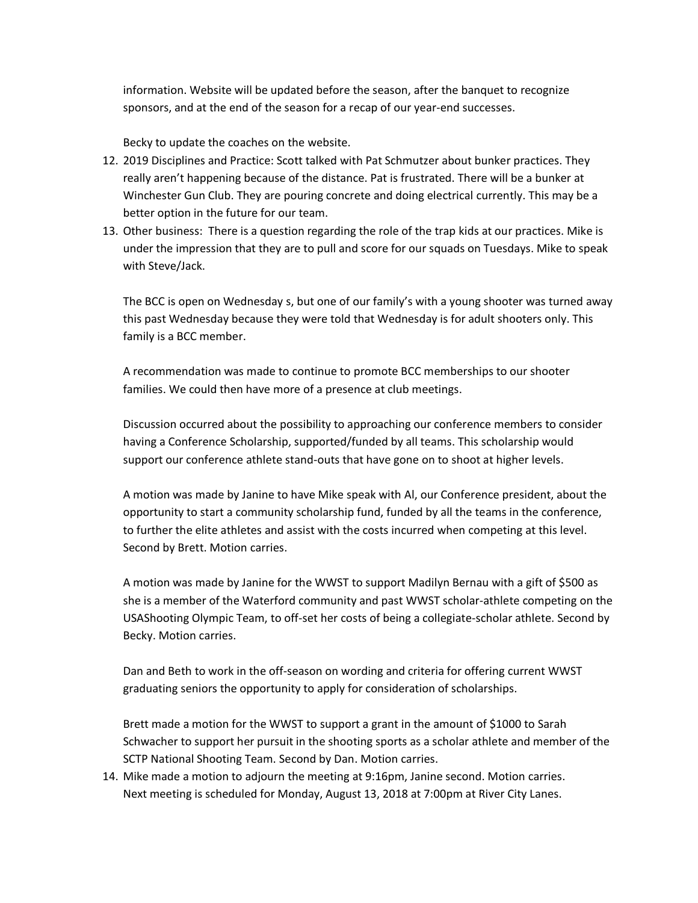information. Website will be updated before the season, after the banquet to recognize sponsors, and at the end of the season for a recap of our year-end successes.

Becky to update the coaches on the website.

12. 2019 Disciplines and Practice: Scott talked with Pat Schmutzer about bunker practices. They really aren't happening because of the distance. Pat is frustrated. There will be a bunker at Winchester Gun Club. They are pouring concrete and doing electrical currently. This may be a better option in the future for our team.
13. Other business: There is a question regarding the role of the trap kids at our practices. Mike is under the impression that they are to pull and score for our squads on Tuesdays. Mike to speak with Steve/Jack.

    The BCC is open on Wednesday s, but one of our family's with a young shooter was turned away this past Wednesday because they were told that Wednesday is for adult shooters only. This family is a BCC member.

    A recommendation was made to continue to promote BCC memberships to our shooter families. We could then have more of a presence at club meetings.

    Discussion occurred about the possibility to approaching our conference members to consider having a Conference Scholarship, supported/funded by all teams. This scholarship would support our conference athlete stand-outs that have gone on to shoot at higher levels.

    A motion was made by Janine to have Mike speak with Al, our Conference president, about the opportunity to start a community scholarship fund, funded by all the teams in the conference, to further the elite athletes and assist with the costs incurred when competing at this level. Second by Brett. Motion carries.

    A motion was made by Janine for the WWST to support Madilyn Bernau with a gift of $500 as she is a member of the Waterford community and past WWST scholar-athlete competing on the USAShooting Olympic Team, to off-set her costs of being a collegiate-scholar athlete. Second by Becky. Motion carries.

    Dan and Beth to work in the off-season on wording and criteria for offering current WWST graduating seniors the opportunity to apply for consideration of scholarships.

    Brett made a motion for the WWST to support a grant in the amount of $1000 to Sarah Schwacher to support her pursuit in the shooting sports as a scholar athlete and member of the SCTP National Shooting Team. Second by Dan. Motion carries.
14. Mike made a motion to adjourn the meeting at 9:16pm, Janine second. Motion carries.
    Next meeting is scheduled for Monday, August 13, 2018 at 7:00pm at River City Lanes.